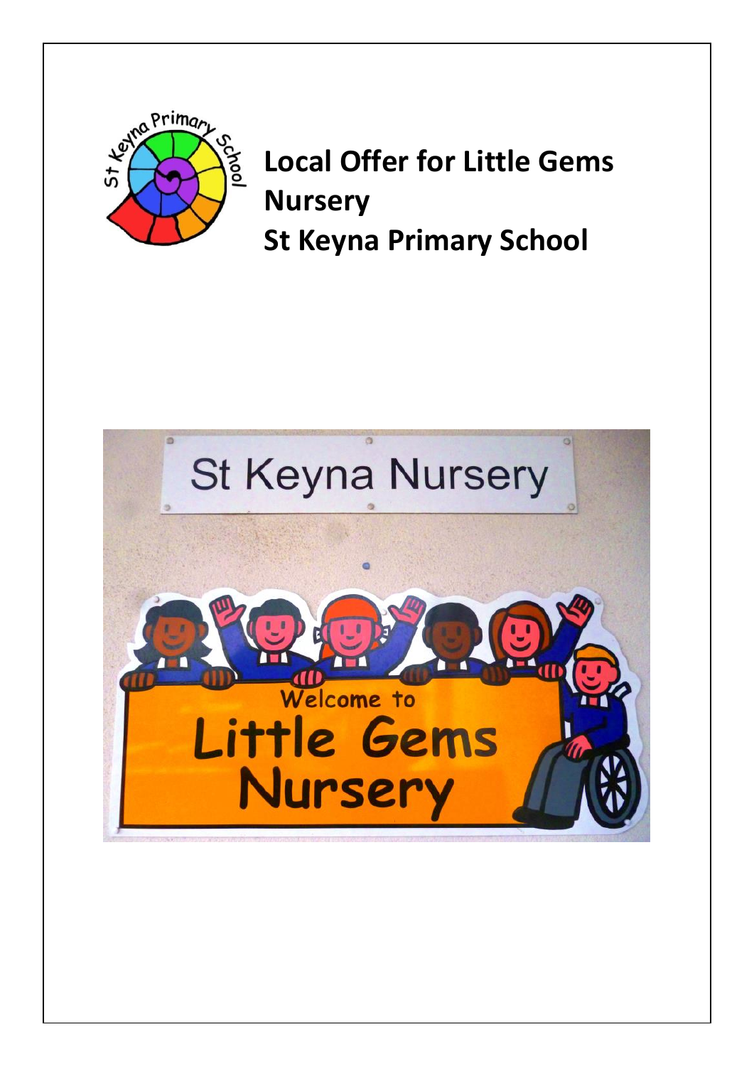# Local Offer for Little Gems Nursery
# St Keyna Primary School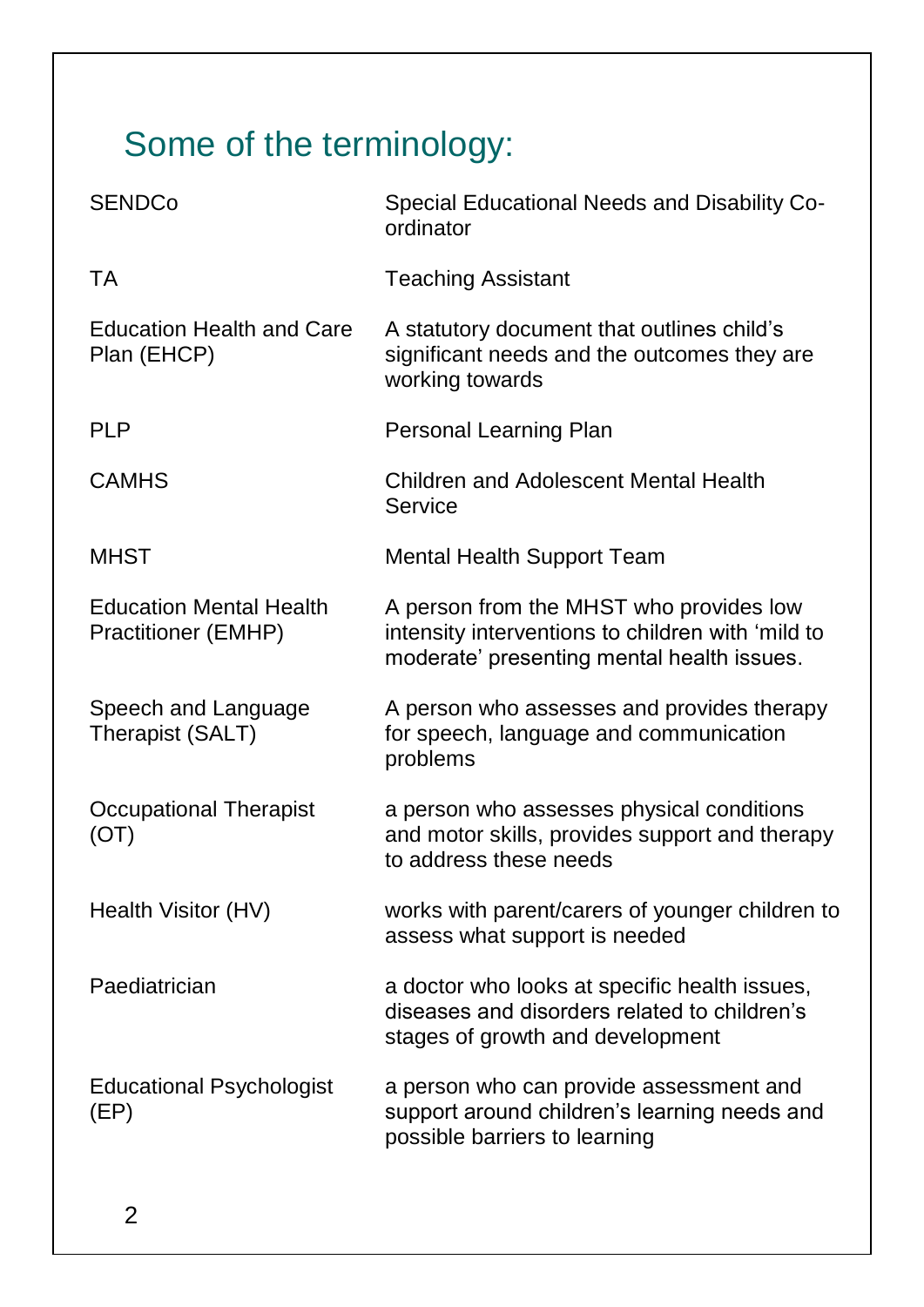# Some of the terminology:

| | |
|---|---|
| SENDCo | Special Educational Needs and Disability Co-ordinator |
| TA | Teaching Assistant |
| Education Health and Care Plan (EHCP) | A statutory document that outlines child's significant needs and the outcomes they are working towards |
| PLP | Personal Learning Plan |
| CAMHS | Children and Adolescent Mental Health Service |
| MHST | Mental Health Support Team |
| Education Mental Health Practitioner (EMHP) | A person from the MHST who provides low intensity interventions to children with 'mild to moderate' presenting mental health issues. |
| Speech and Language Therapist (SALT) | A person who assesses and provides therapy for speech, language and communication problems |
| Occupational Therapist (OT) | a person who assesses physical conditions and motor skills, provides support and therapy to address these needs |
| Health Visitor (HV) | works with parent/carers of younger children to assess what support is needed |
| Paediatrician | a doctor who looks at specific health issues, diseases and disorders related to children's stages of growth and development |
| Educational Psychologist (EP) | a person who can provide assessment and support around children's learning needs and possible barriers to learning |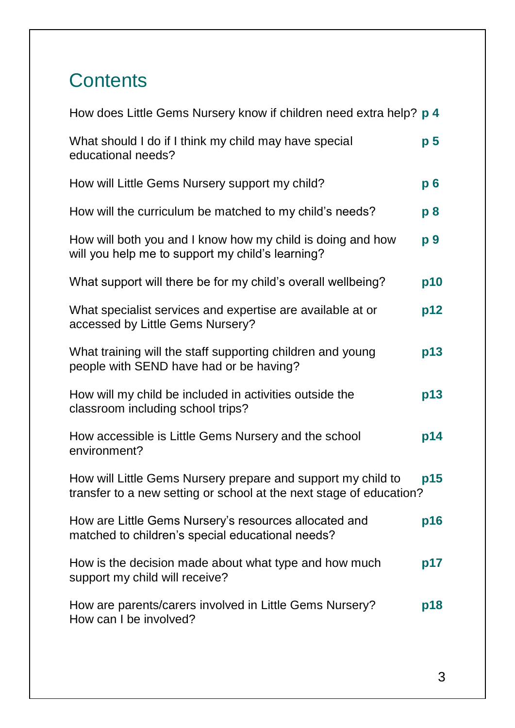# Contents

| | |
|---|---|
| How does Little Gems Nursery know if children need extra help? | p 4 |
| What should I do if I think my child may have special educational needs? | p 5 |
| How will Little Gems Nursery support my child? | p 6 |
| How will the curriculum be matched to my child's needs? | p 8 |
| How will both you and I know how my child is doing and how will you help me to support my child's learning? | p 9 |
| What support will there be for my child's overall wellbeing? | p10 |
| What specialist services and expertise are available at or accessed by Little Gems Nursery? | p12 |
| What training will the staff supporting children and young people with SEND have had or be having? | p13 |
| How will my child be included in activities outside the classroom including school trips? | p13 |
| How accessible is Little Gems Nursery and the school environment? | p14 |
| How will Little Gems Nursery prepare and support my child to transfer to a new setting or school at the next stage of education? | p15 |
| How are Little Gems Nursery's resources allocated and matched to children's special educational needs? | p16 |
| How is the decision made about what type and how much support my child will receive? | p17 |
| How are parents/carers involved in Little Gems Nursery? How can I be involved? | p18 |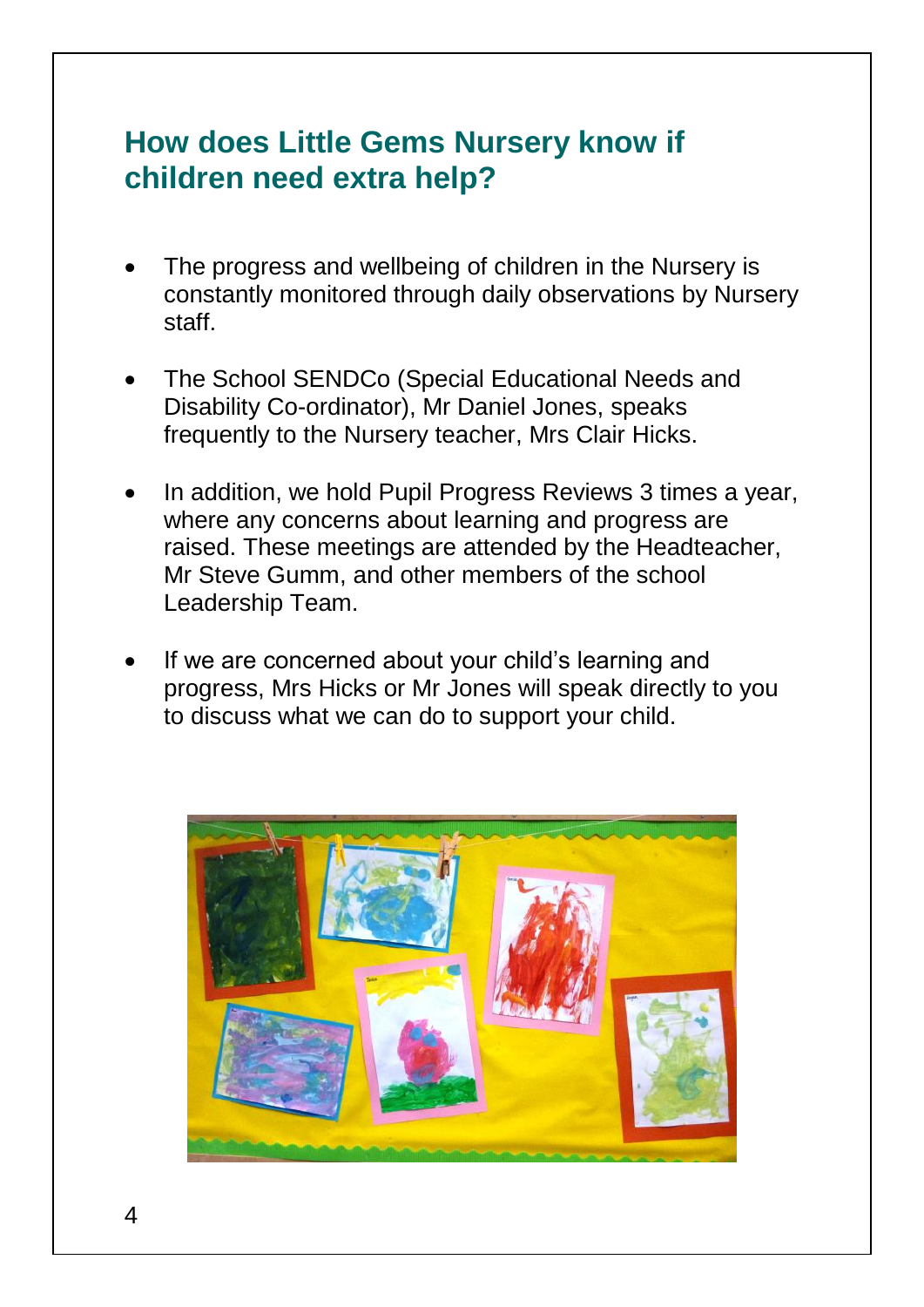## How does Little Gems Nursery know if children need extra help?

- The progress and wellbeing of children in the Nursery is constantly monitored through daily observations by Nursery staff.
- The School SENDCo (Special Educational Needs and Disability Co-ordinator), Mr Daniel Jones, speaks frequently to the Nursery teacher, Mrs Clair Hicks.
- In addition, we hold Pupil Progress Reviews 3 times a year, where any concerns about learning and progress are raised. These meetings are attended by the Headteacher, Mr Steve Gumm, and other members of the school Leadership Team.
- If we are concerned about your child's learning and progress, Mrs Hicks or Mr Jones will speak directly to you to discuss what we can do to support your child.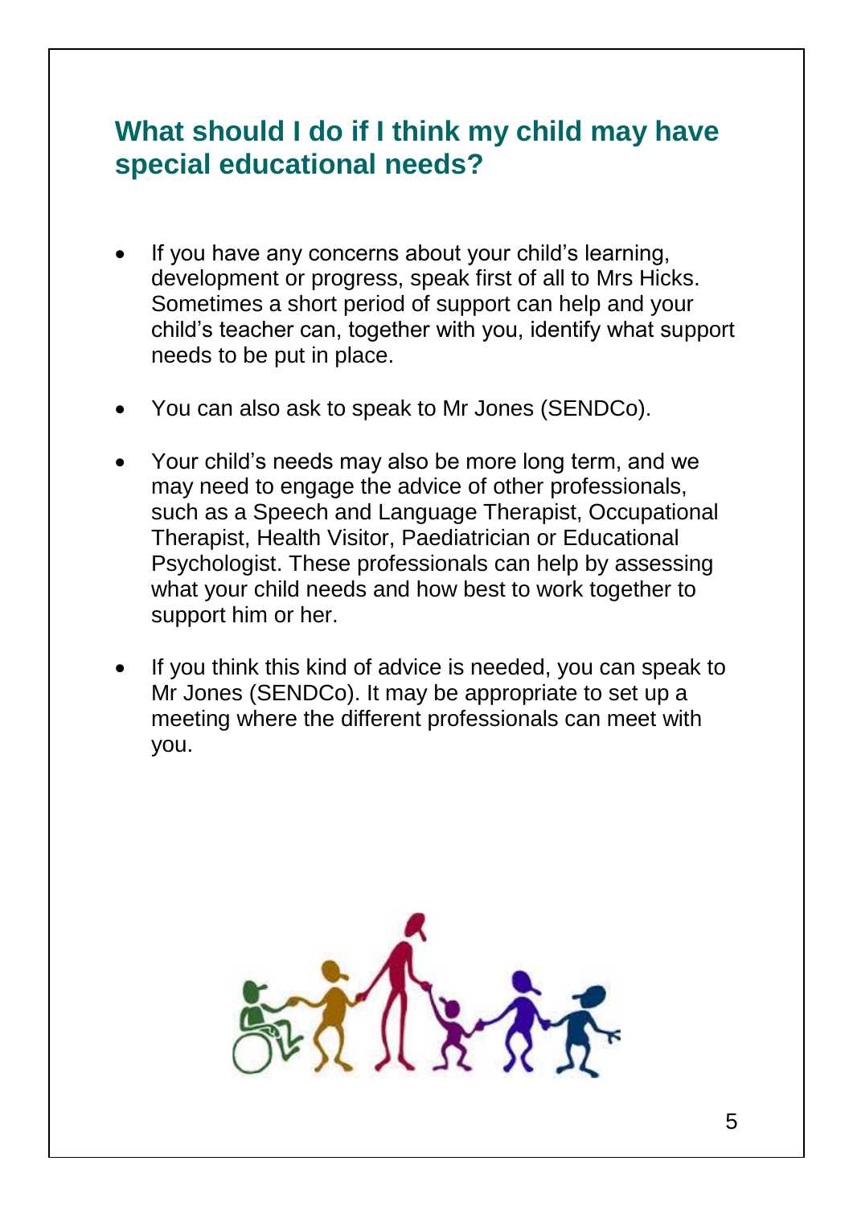## What should I do if I think my child may have special educational needs?

- If you have any concerns about your child's learning, development or progress, speak first of all to Mrs Hicks. Sometimes a short period of support can help and your child's teacher can, together with you, identify what support needs to be put in place.

- You can also ask to speak to Mr Jones (SENDCo).

- Your child's needs may also be more long term, and we may need to engage the advice of other professionals, such as a Speech and Language Therapist, Occupational Therapist, Health Visitor, Paediatrician or Educational Psychologist. These professionals can help by assessing what your child needs and how best to work together to support him or her.

- If you think this kind of advice is needed, you can speak to Mr Jones (SENDCo). It may be appropriate to set up a meeting where the different professionals can meet with you.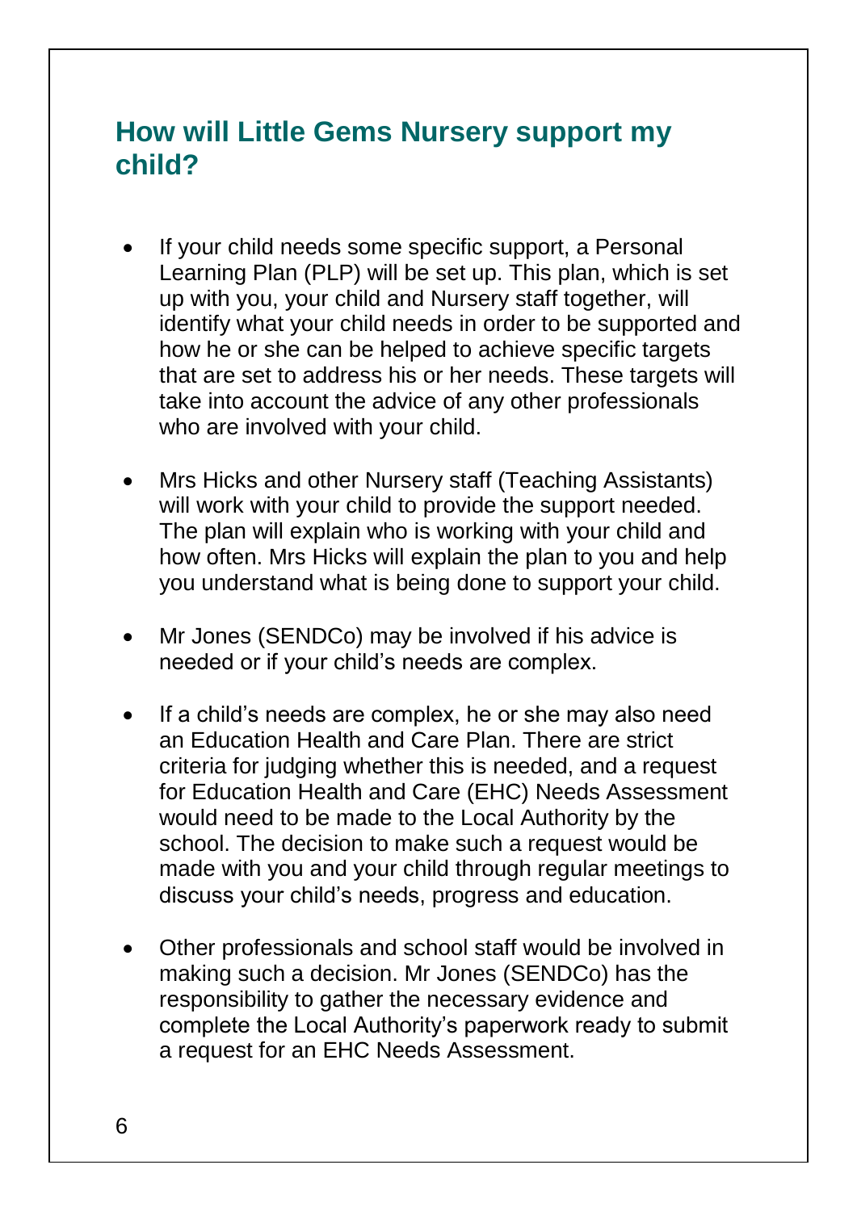## How will Little Gems Nursery support my child?

- If your child needs some specific support, a Personal Learning Plan (PLP) will be set up. This plan, which is set up with you, your child and Nursery staff together, will identify what your child needs in order to be supported and how he or she can be helped to achieve specific targets that are set to address his or her needs. These targets will take into account the advice of any other professionals who are involved with your child.

- Mrs Hicks and other Nursery staff (Teaching Assistants) will work with your child to provide the support needed. The plan will explain who is working with your child and how often. Mrs Hicks will explain the plan to you and help you understand what is being done to support your child.

- Mr Jones (SENDCo) may be involved if his advice is needed or if your child's needs are complex.

- If a child's needs are complex, he or she may also need an Education Health and Care Plan. There are strict criteria for judging whether this is needed, and a request for Education Health and Care (EHC) Needs Assessment would need to be made to the Local Authority by the school. The decision to make such a request would be made with you and your child through regular meetings to discuss your child's needs, progress and education.

- Other professionals and school staff would be involved in making such a decision. Mr Jones (SENDCo) has the responsibility to gather the necessary evidence and complete the Local Authority's paperwork ready to submit a request for an EHC Needs Assessment.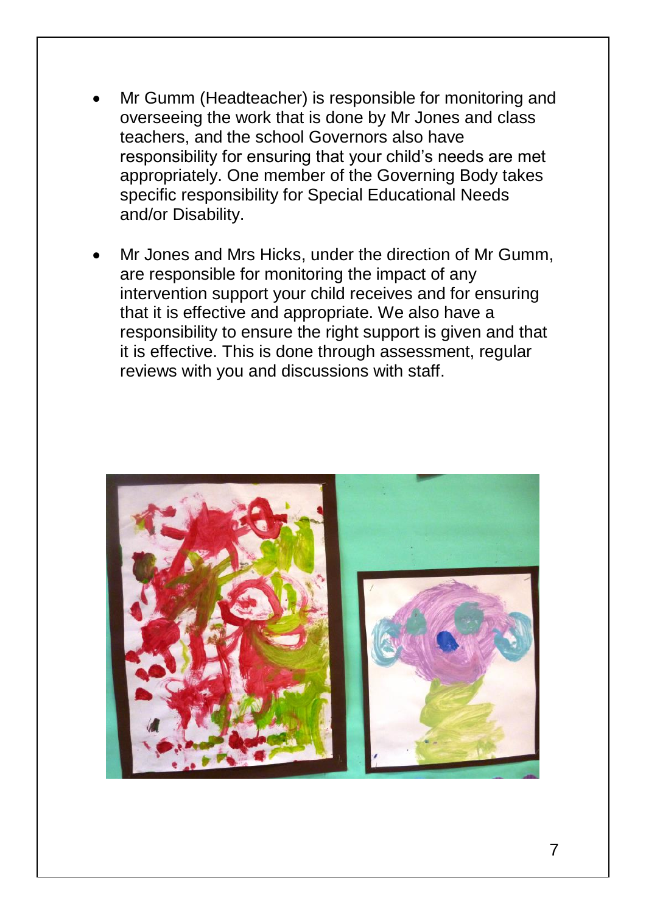- Mr Gumm (Headteacher) is responsible for monitoring and overseeing the work that is done by Mr Jones and class teachers, and the school Governors also have responsibility for ensuring that your child's needs are met appropriately. One member of the Governing Body takes specific responsibility for Special Educational Needs and/or Disability.
- Mr Jones and Mrs Hicks, under the direction of Mr Gumm, are responsible for monitoring the impact of any intervention support your child receives and for ensuring that it is effective and appropriate. We also have a responsibility to ensure the right support is given and that it is effective. This is done through assessment, regular reviews with you and discussions with staff.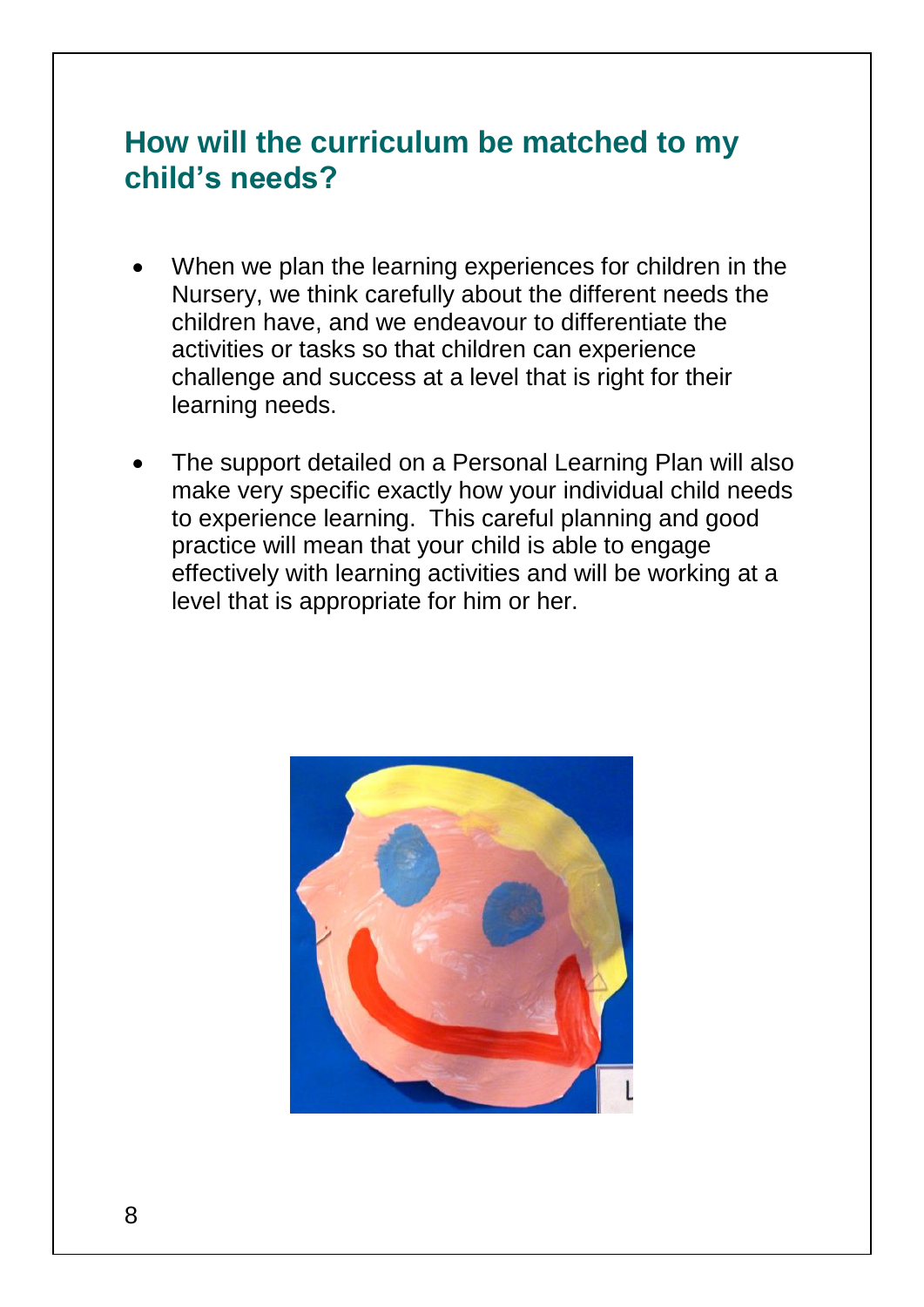## How will the curriculum be matched to my child's needs?

- When we plan the learning experiences for children in the Nursery, we think carefully about the different needs the children have, and we endeavour to differentiate the activities or tasks so that children can experience challenge and success at a level that is right for their learning needs.

- The support detailed on a Personal Learning Plan will also make very specific exactly how your individual child needs to experience learning. This careful planning and good practice will mean that your child is able to engage effectively with learning activities and will be working at a level that is appropriate for him or her.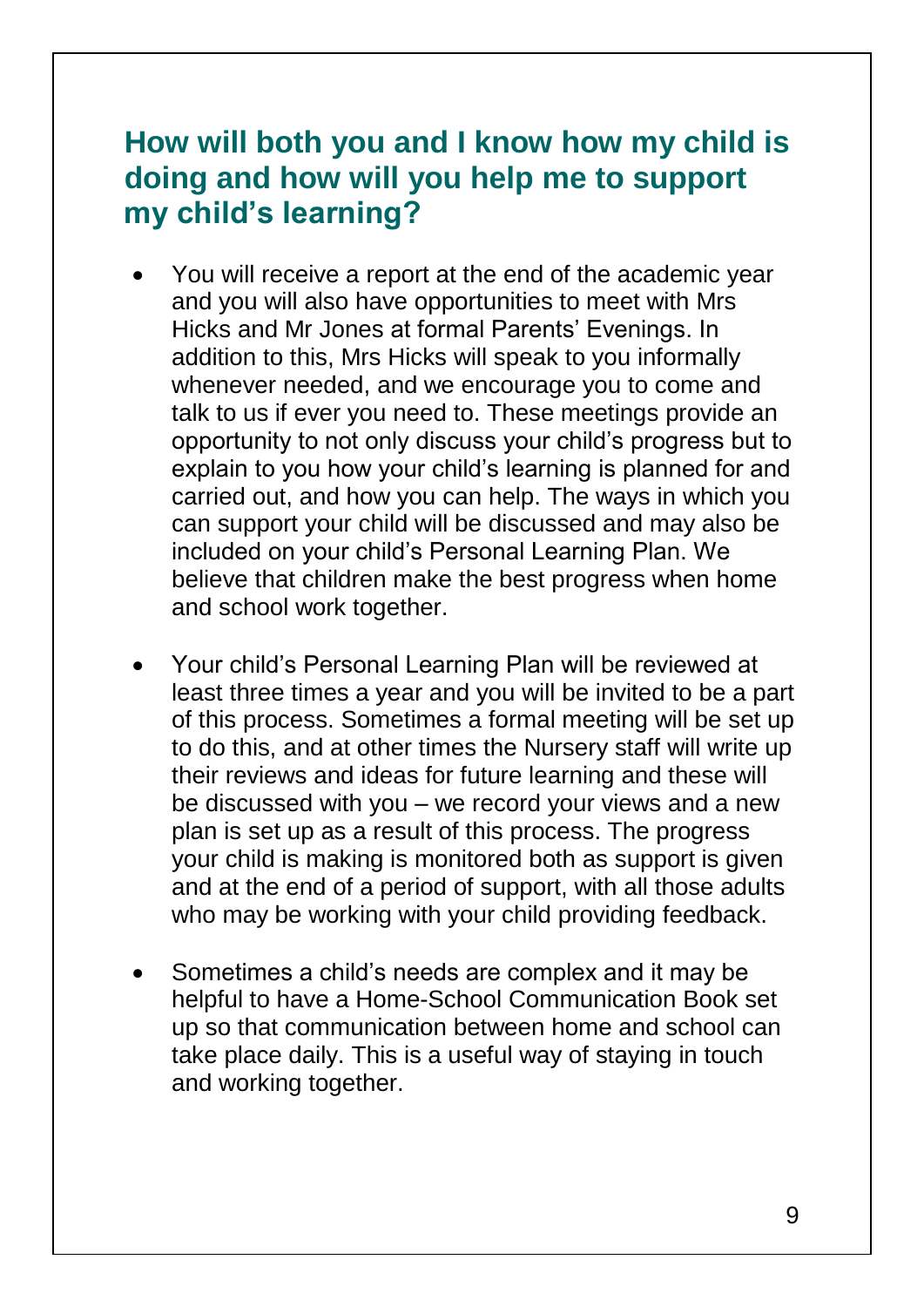## How will both you and I know how my child is doing and how will you help me to support my child's learning?

- You will receive a report at the end of the academic year and you will also have opportunities to meet with Mrs Hicks and Mr Jones at formal Parents' Evenings. In addition to this, Mrs Hicks will speak to you informally whenever needed, and we encourage you to come and talk to us if ever you need to. These meetings provide an opportunity to not only discuss your child's progress but to explain to you how your child's learning is planned for and carried out, and how you can help. The ways in which you can support your child will be discussed and may also be included on your child's Personal Learning Plan. We believe that children make the best progress when home and school work together.

- Your child's Personal Learning Plan will be reviewed at least three times a year and you will be invited to be a part of this process. Sometimes a formal meeting will be set up to do this, and at other times the Nursery staff will write up their reviews and ideas for future learning and these will be discussed with you – we record your views and a new plan is set up as a result of this process. The progress your child is making is monitored both as support is given and at the end of a period of support, with all those adults who may be working with your child providing feedback.

- Sometimes a child's needs are complex and it may be helpful to have a Home-School Communication Book set up so that communication between home and school can take place daily. This is a useful way of staying in touch and working together.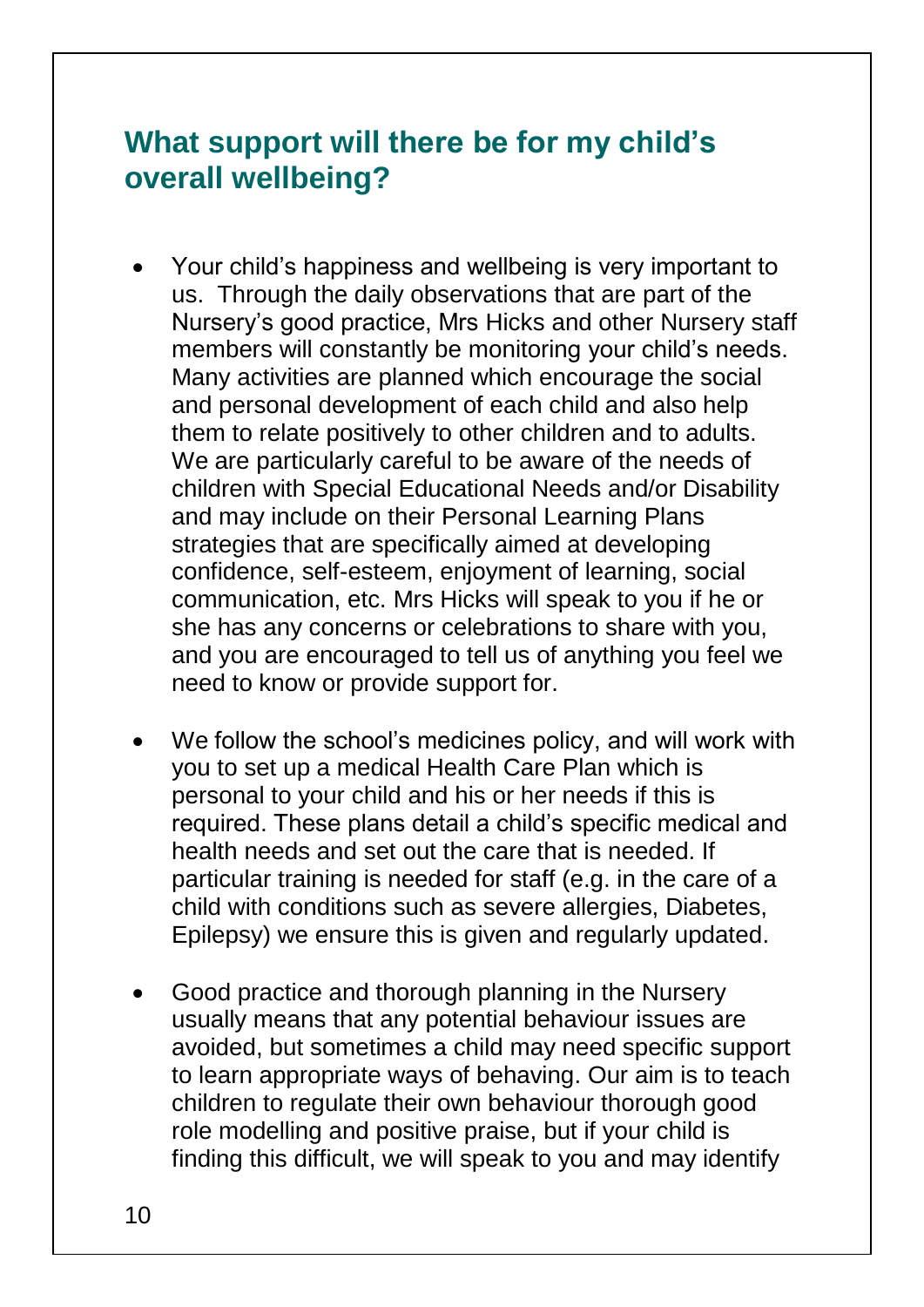## What support will there be for my child's overall wellbeing?

- Your child's happiness and wellbeing is very important to us. Through the daily observations that are part of the Nursery's good practice, Mrs Hicks and other Nursery staff members will constantly be monitoring your child's needs. Many activities are planned which encourage the social and personal development of each child and also help them to relate positively to other children and to adults. We are particularly careful to be aware of the needs of children with Special Educational Needs and/or Disability and may include on their Personal Learning Plans strategies that are specifically aimed at developing confidence, self-esteem, enjoyment of learning, social communication, etc. Mrs Hicks will speak to you if he or she has any concerns or celebrations to share with you, and you are encouraged to tell us of anything you feel we need to know or provide support for.

- We follow the school's medicines policy, and will work with you to set up a medical Health Care Plan which is personal to your child and his or her needs if this is required. These plans detail a child's specific medical and health needs and set out the care that is needed. If particular training is needed for staff (e.g. in the care of a child with conditions such as severe allergies, Diabetes, Epilepsy) we ensure this is given and regularly updated.

- Good practice and thorough planning in the Nursery usually means that any potential behaviour issues are avoided, but sometimes a child may need specific support to learn appropriate ways of behaving. Our aim is to teach children to regulate their own behaviour thorough good role modelling and positive praise, but if your child is finding this difficult, we will speak to you and may identify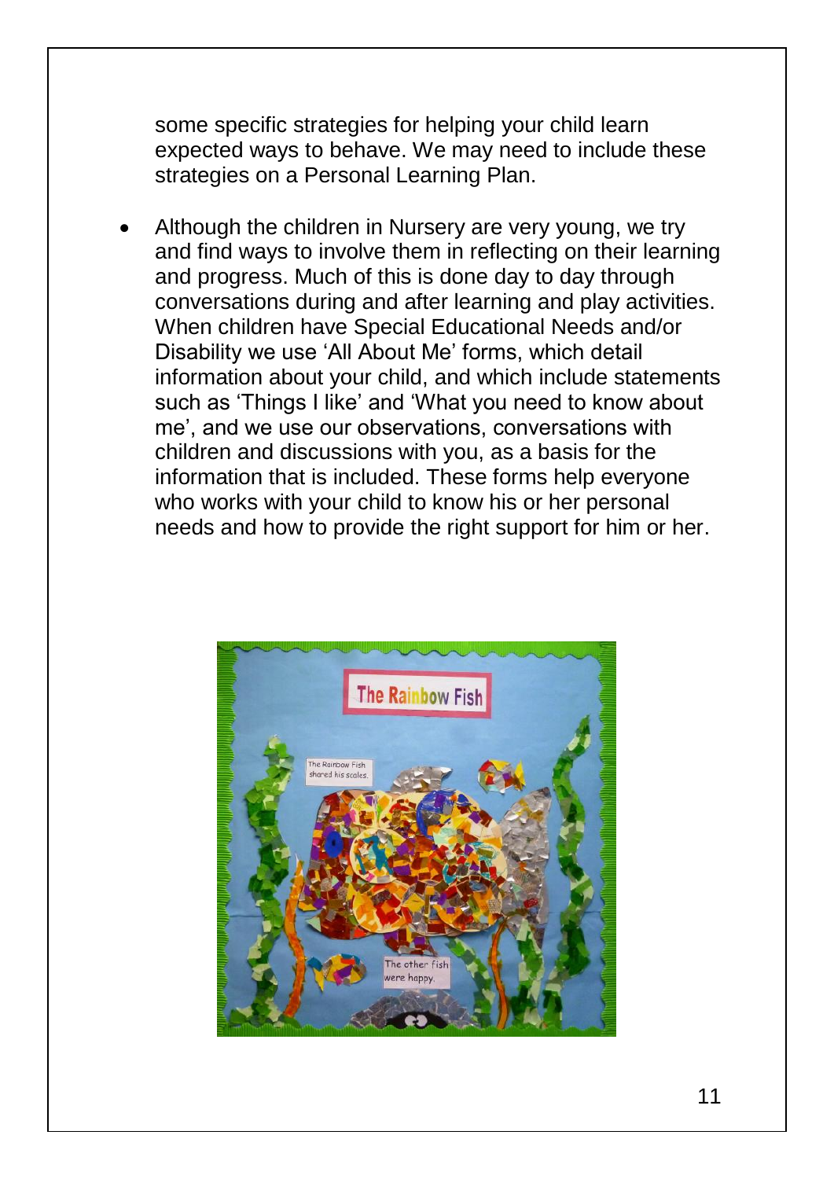some specific strategies for helping your child learn expected ways to behave. We may need to include these strategies on a Personal Learning Plan.

- Although the children in Nursery are very young, we try and find ways to involve them in reflecting on their learning and progress. Much of this is done day to day through conversations during and after learning and play activities. When children have Special Educational Needs and/or Disability we use 'All About Me' forms, which detail information about your child, and which include statements such as 'Things I like' and 'What you need to know about me', and we use our observations, conversations with children and discussions with you, as a basis for the information that is included. These forms help everyone who works with your child to know his or her personal needs and how to provide the right support for him or her.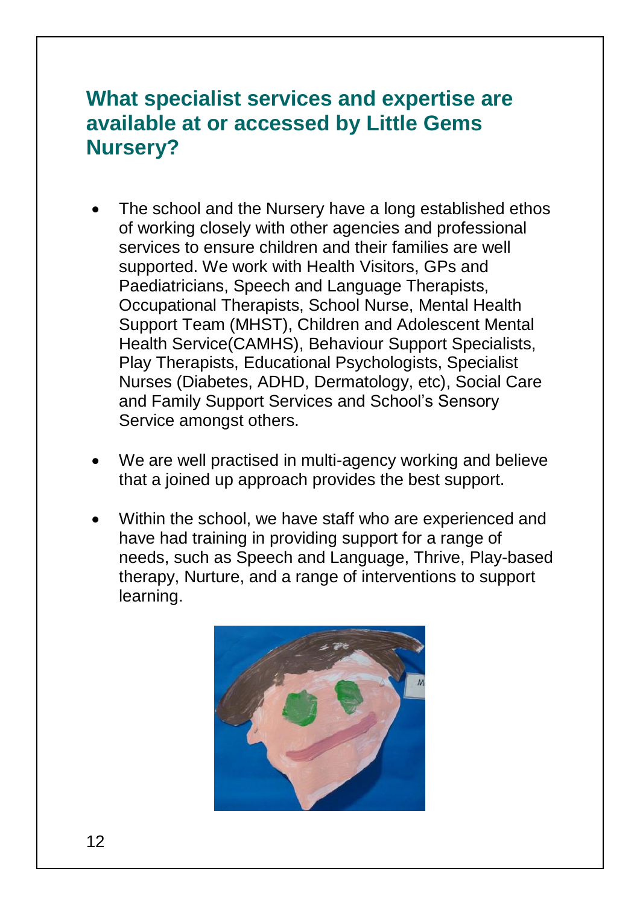## What specialist services and expertise are available at or accessed by Little Gems Nursery?

- The school and the Nursery have a long established ethos of working closely with other agencies and professional services to ensure children and their families are well supported. We work with Health Visitors, GPs and Paediatricians, Speech and Language Therapists, Occupational Therapists, School Nurse, Mental Health Support Team (MHST), Children and Adolescent Mental Health Service(CAMHS), Behaviour Support Specialists, Play Therapists, Educational Psychologists, Specialist Nurses (Diabetes, ADHD, Dermatology, etc), Social Care and Family Support Services and School's Sensory Service amongst others.
- We are well practised in multi-agency working and believe that a joined up approach provides the best support.
- Within the school, we have staff who are experienced and have had training in providing support for a range of needs, such as Speech and Language, Thrive, Play-based therapy, Nurture, and a range of interventions to support learning.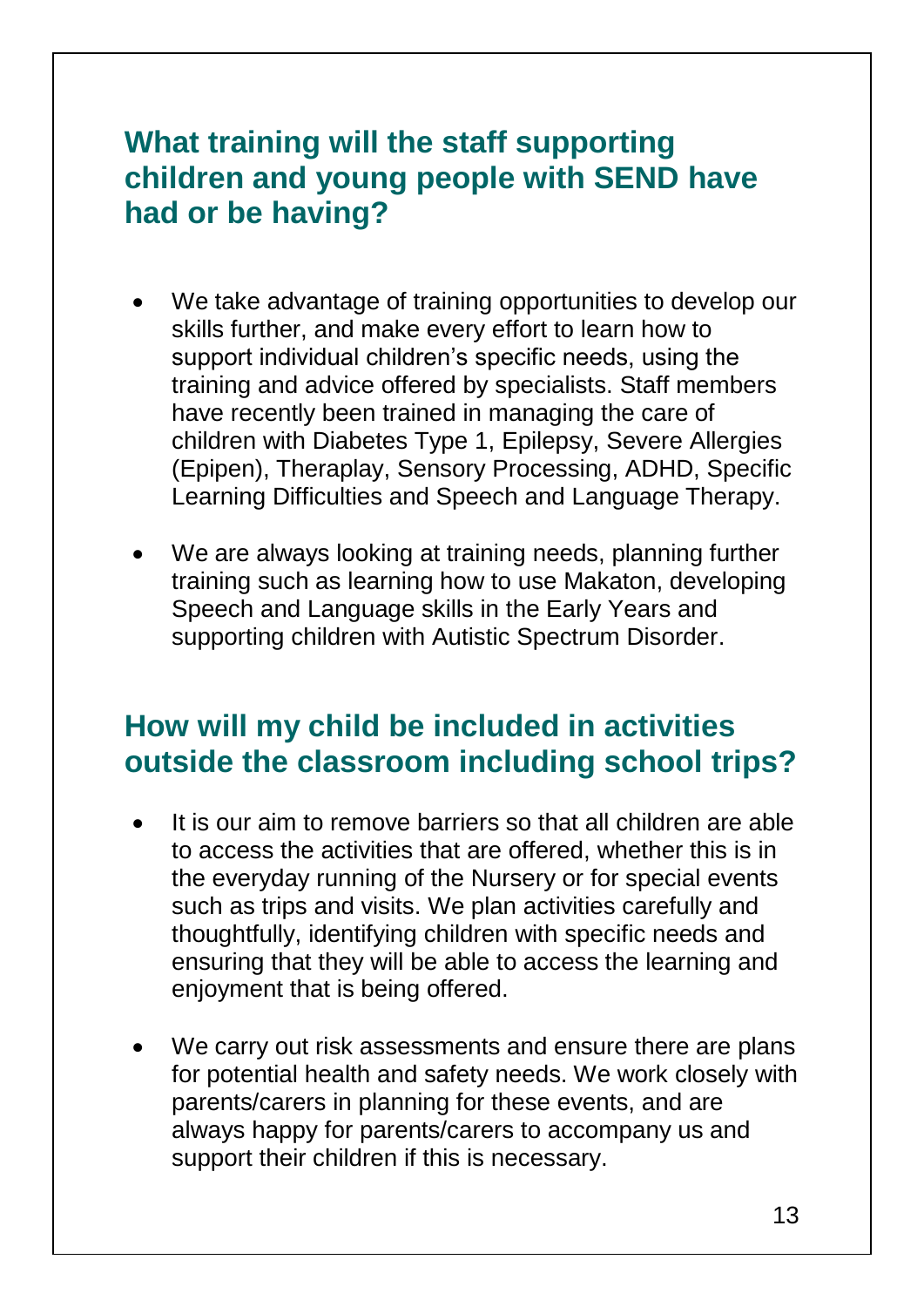## What training will the staff supporting children and young people with SEND have had or be having?

- We take advantage of training opportunities to develop our skills further, and make every effort to learn how to support individual children's specific needs, using the training and advice offered by specialists. Staff members have recently been trained in managing the care of children with Diabetes Type 1, Epilepsy, Severe Allergies (Epipen), Theraplay, Sensory Processing, ADHD, Specific Learning Difficulties and Speech and Language Therapy.

- We are always looking at training needs, planning further training such as learning how to use Makaton, developing Speech and Language skills in the Early Years and supporting children with Autistic Spectrum Disorder.

## How will my child be included in activities outside the classroom including school trips?

- It is our aim to remove barriers so that all children are able to access the activities that are offered, whether this is in the everyday running of the Nursery or for special events such as trips and visits. We plan activities carefully and thoughtfully, identifying children with specific needs and ensuring that they will be able to access the learning and enjoyment that is being offered.

- We carry out risk assessments and ensure there are plans for potential health and safety needs. We work closely with parents/carers in planning for these events, and are always happy for parents/carers to accompany us and support their children if this is necessary.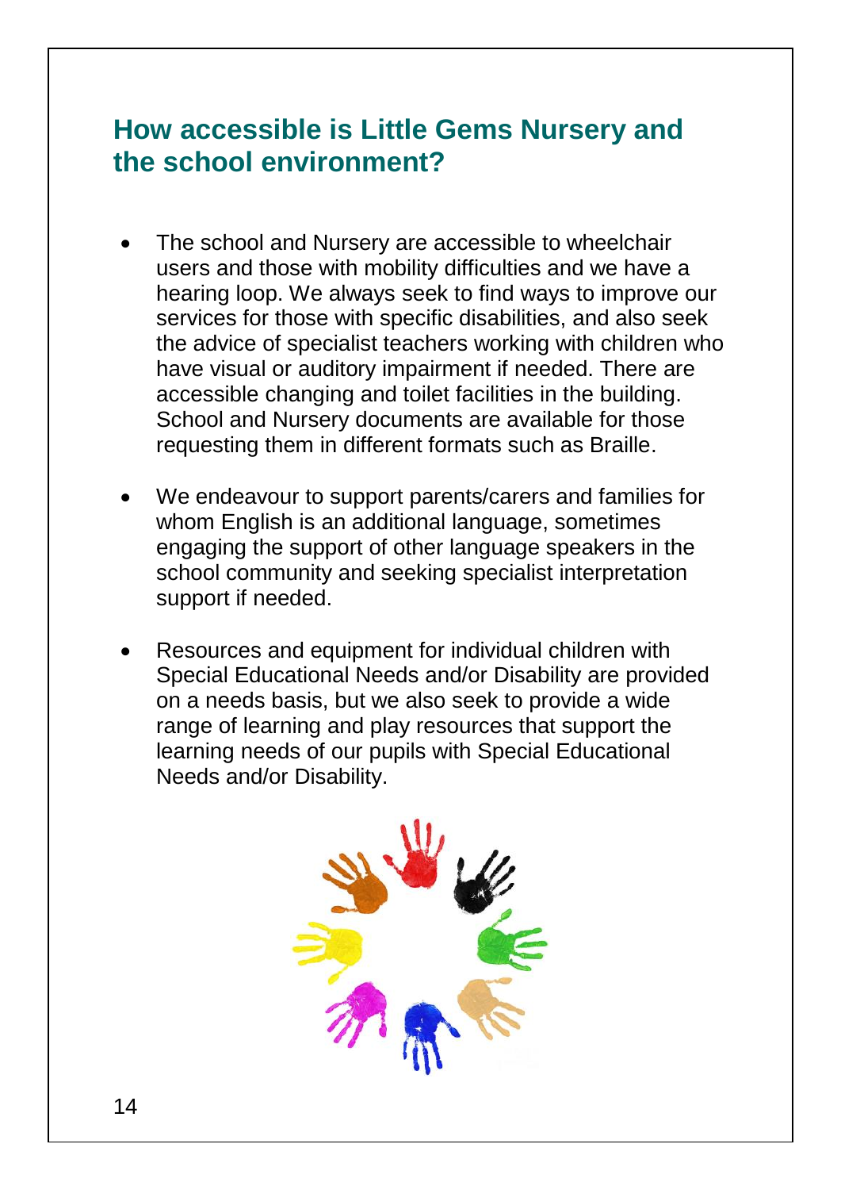## How accessible is Little Gems Nursery and the school environment?

- The school and Nursery are accessible to wheelchair users and those with mobility difficulties and we have a hearing loop. We always seek to find ways to improve our services for those with specific disabilities, and also seek the advice of specialist teachers working with children who have visual or auditory impairment if needed. There are accessible changing and toilet facilities in the building. School and Nursery documents are available for those requesting them in different formats such as Braille.

- We endeavour to support parents/carers and families for whom English is an additional language, sometimes engaging the support of other language speakers in the school community and seeking specialist interpretation support if needed.

- Resources and equipment for individual children with Special Educational Needs and/or Disability are provided on a needs basis, but we also seek to provide a wide range of learning and play resources that support the learning needs of our pupils with Special Educational Needs and/or Disability.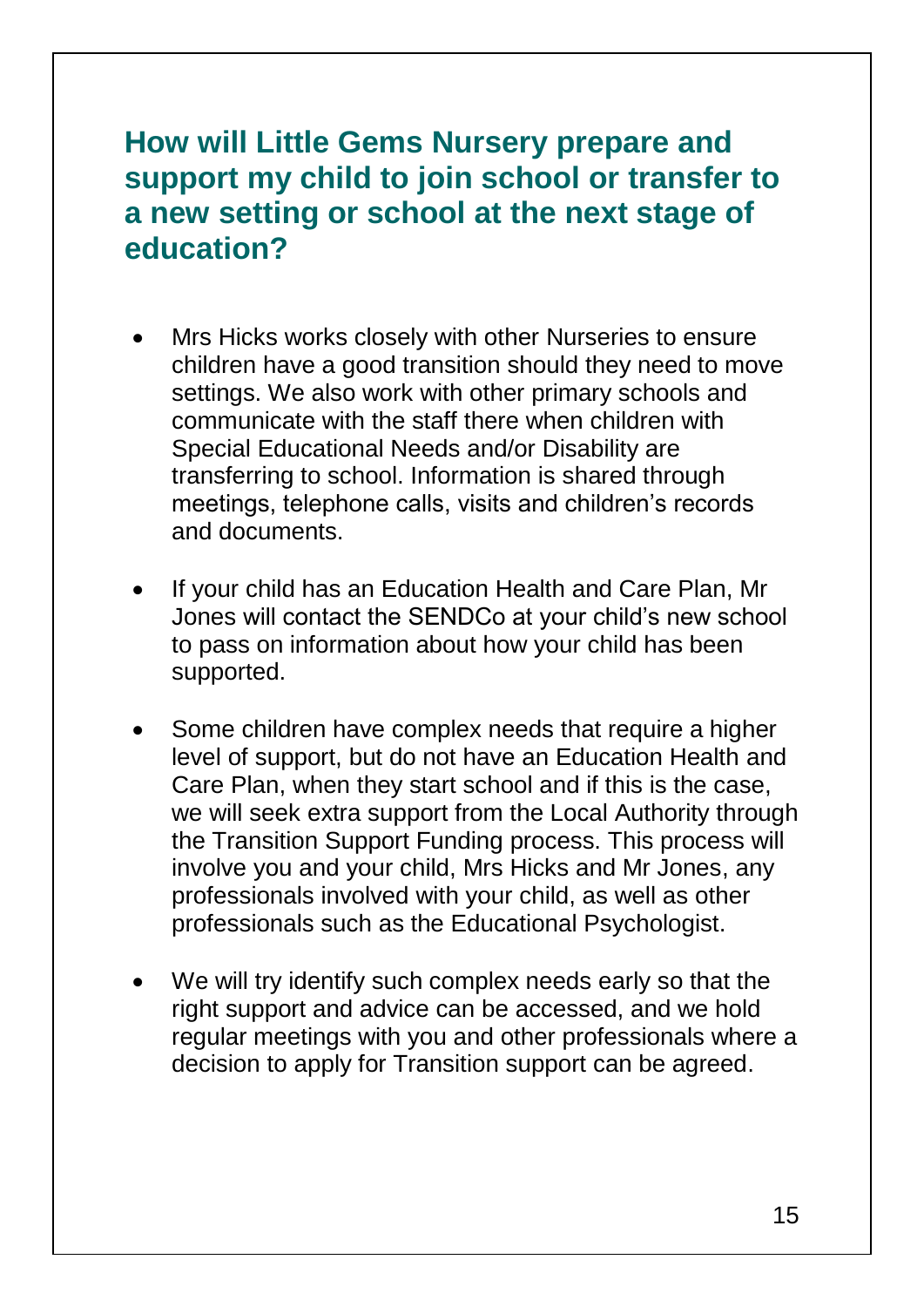## How will Little Gems Nursery prepare and support my child to join school or transfer to a new setting or school at the next stage of education?

- Mrs Hicks works closely with other Nurseries to ensure children have a good transition should they need to move settings. We also work with other primary schools and communicate with the staff there when children with Special Educational Needs and/or Disability are transferring to school. Information is shared through meetings, telephone calls, visits and children's records and documents.

- If your child has an Education Health and Care Plan, Mr Jones will contact the SENDCo at your child's new school to pass on information about how your child has been supported.

- Some children have complex needs that require a higher level of support, but do not have an Education Health and Care Plan, when they start school and if this is the case, we will seek extra support from the Local Authority through the Transition Support Funding process. This process will involve you and your child, Mrs Hicks and Mr Jones, any professionals involved with your child, as well as other professionals such as the Educational Psychologist.

- We will try identify such complex needs early so that the right support and advice can be accessed, and we hold regular meetings with you and other professionals where a decision to apply for Transition support can be agreed.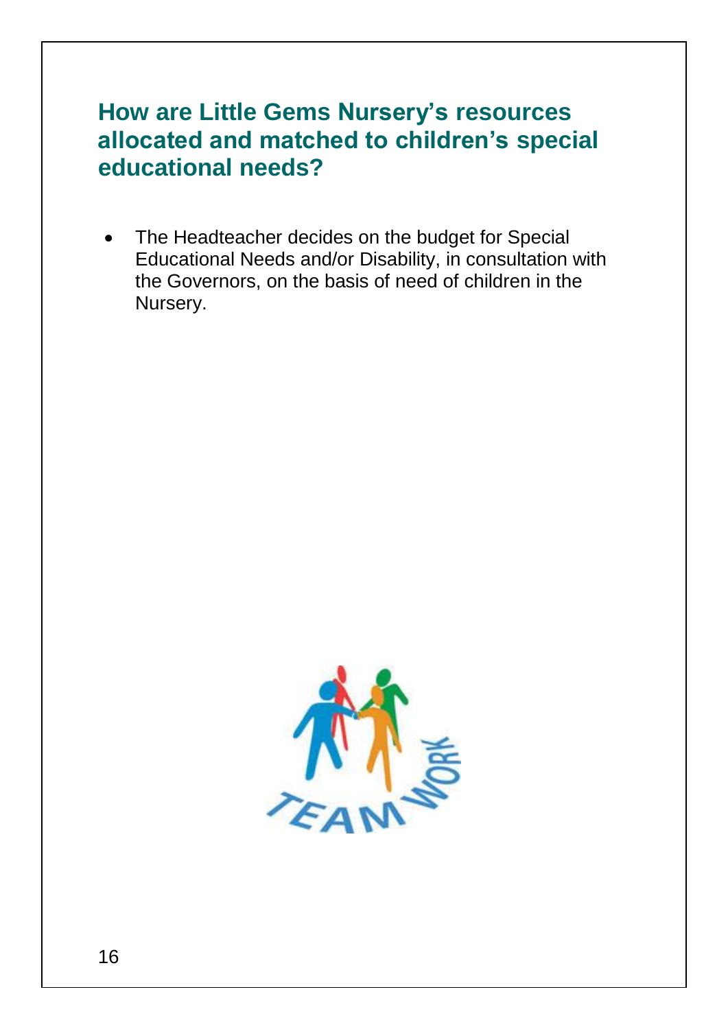## How are Little Gems Nursery's resources allocated and matched to children's special educational needs?

- The Headteacher decides on the budget for Special Educational Needs and/or Disability, in consultation with the Governors, on the basis of need of children in the Nursery.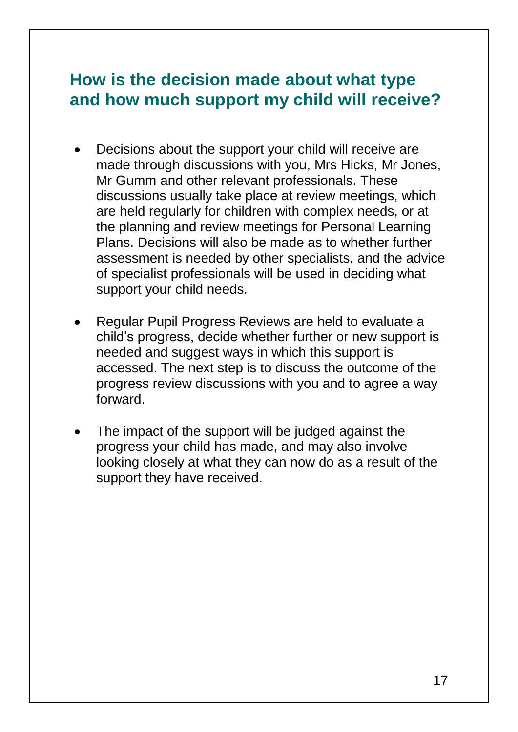## How is the decision made about what type and how much support my child will receive?

- Decisions about the support your child will receive are made through discussions with you, Mrs Hicks, Mr Jones, Mr Gumm and other relevant professionals. These discussions usually take place at review meetings, which are held regularly for children with complex needs, or at the planning and review meetings for Personal Learning Plans. Decisions will also be made as to whether further assessment is needed by other specialists, and the advice of specialist professionals will be used in deciding what support your child needs.

- Regular Pupil Progress Reviews are held to evaluate a child's progress, decide whether further or new support is needed and suggest ways in which this support is accessed. The next step is to discuss the outcome of the progress review discussions with you and to agree a way forward.

- The impact of the support will be judged against the progress your child has made, and may also involve looking closely at what they can now do as a result of the support they have received.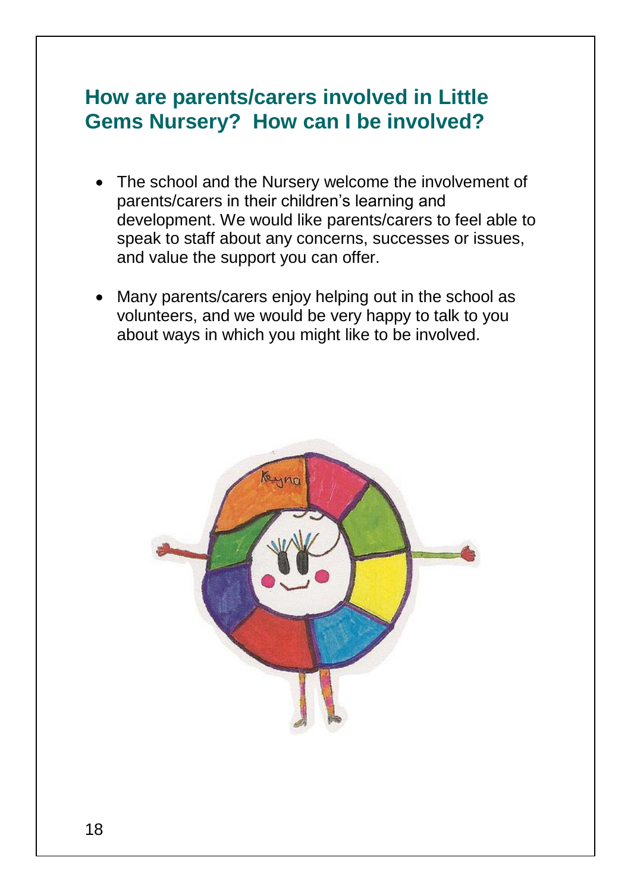## How are parents/carers involved in Little Gems Nursery? How can I be involved?

- The school and the Nursery welcome the involvement of parents/carers in their children's learning and development. We would like parents/carers to feel able to speak to staff about any concerns, successes or issues, and value the support you can offer.
- Many parents/carers enjoy helping out in the school as volunteers, and we would be very happy to talk to you about ways in which you might like to be involved.